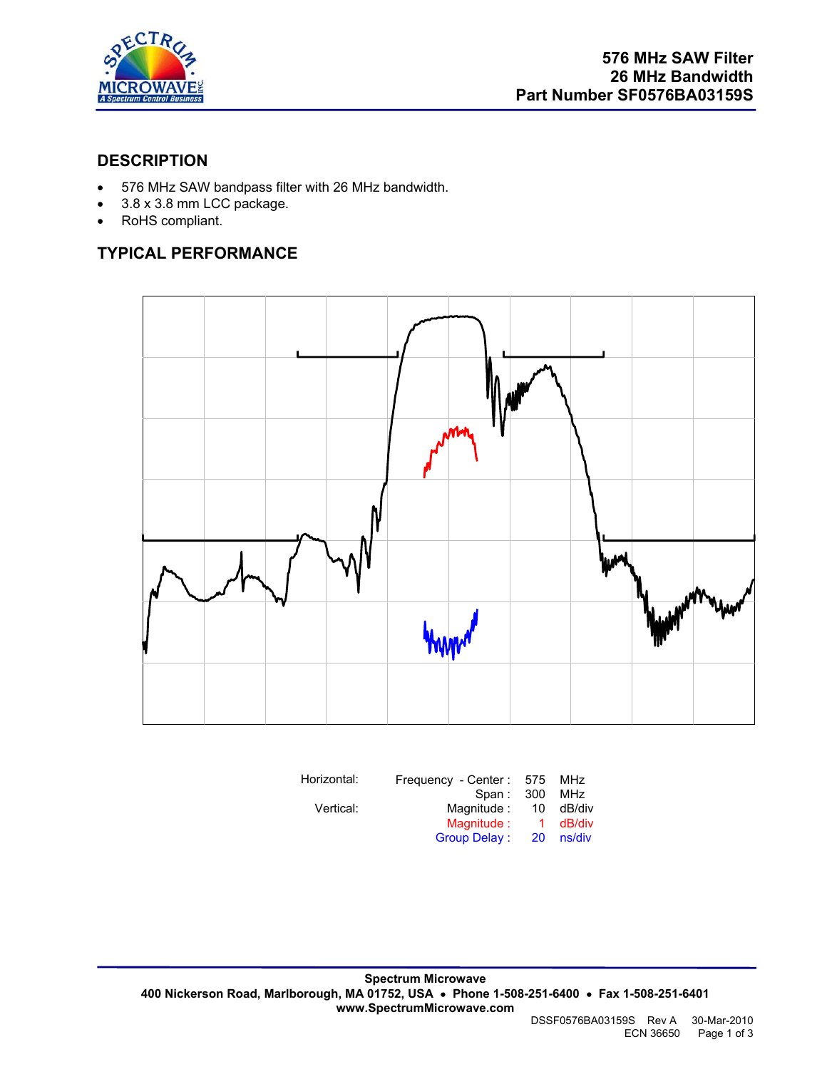# 576 MHz SAW Filter
# 26 MHz Bandwidth
# Part Number SF0576BA03159S

## DESCRIPTION

- 576 MHz SAW bandpass filter with 26 MHz bandwidth.
- 3.8 x 3.8 mm LCC package.
- RoHS compliant.

## TYPICAL PERFORMANCE

| | | | |
|---|---|---|---|
| Horizontal: | Frequency - Center : | 575 | MHz |
| | Span : | 300 | MHz |
| Vertical: | Magnitude : | 10 | dB/div |
| | Magnitude : | 1 | dB/div |
| | Group Delay : | 20 | ns/div |

**Spectrum Microwave**
**400 Nickerson Road, Marlborough, MA 01752, USA • Phone 1-508-251-6400 • Fax 1-508-251-6401**
**www.SpectrumMicrowave.com**

DSSF0576BA03159S Rev A 30-Mar-2010
ECN 36650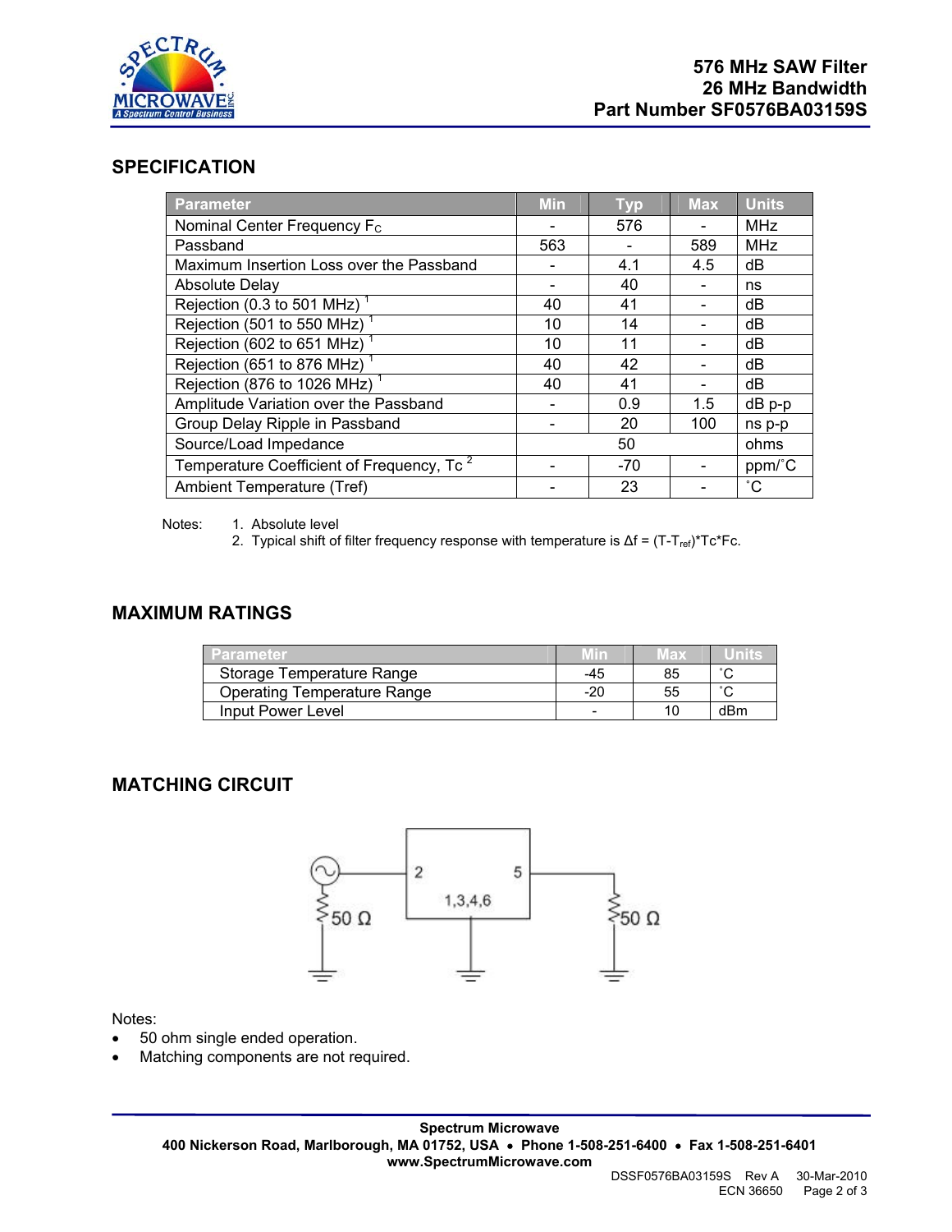**576 MHz SAW Filter**
**26 MHz Bandwidth**
**Part Number SF0576BA03159S**

## SPECIFICATION

| Parameter | Min | Typ | Max | Units |
|---|---|---|---|---|
| Nominal Center Frequency $F_C$ | - | 576 | - | MHz |
| Passband | 563 | - | 589 | MHz |
| Maximum Insertion Loss over the Passband | - | 4.1 | 4.5 | dB |
| Absolute Delay | - | 40 | - | ns |
| Rejection (0.3 to 501 MHz) [1] | 40 | 41 | - | dB |
| Rejection (501 to 550 MHz) [1] | 10 | 14 | - | dB |
| Rejection (602 to 651 MHz) [1] | 10 | 11 | - | dB |
| Rejection (651 to 876 MHz) [1] | 40 | 42 | - | dB |
| Rejection (876 to 1026 MHz) [1] | 40 | 41 | - | dB |
| Amplitude Variation over the Passband | - | 0.9 | 1.5 | dB p-p |
| Group Delay Ripple in Passband | - | 20 | 100 | ns p-p |
| Source/Load Impedance | | 50 | | ohms |
| Temperature Coefficient of Frequency, Tc [2] | - | -70 | - | ppm/˚C |
| Ambient Temperature (Tref) | - | 23 | - | ˚C |

Notes:
1. Absolute level
2. Typical shift of filter frequency response with temperature is $\Delta f = (T-T_{ref}) \cdot Tc \cdot Fc$.

## MAXIMUM RATINGS

| Parameter | Min | Max | Units |
|---|---|---|---|
| Storage Temperature Range | -45 | 85 | ˚C |
| Operating Temperature Range | -20 | 55 | ˚C |
| Input Power Level | - | 10 | dBm |

## MATCHING CIRCUIT

Notes:
- 50 ohm single ended operation.
- Matching components are not required.

**Spectrum Microwave**
**400 Nickerson Road, Marlborough, MA 01752, USA • Phone 1-508-251-6400 • Fax 1-508-251-6401**
**www.SpectrumMicrowave.com**

DSSF0576BA03159S Rev A 30-Mar-2010
ECN 36650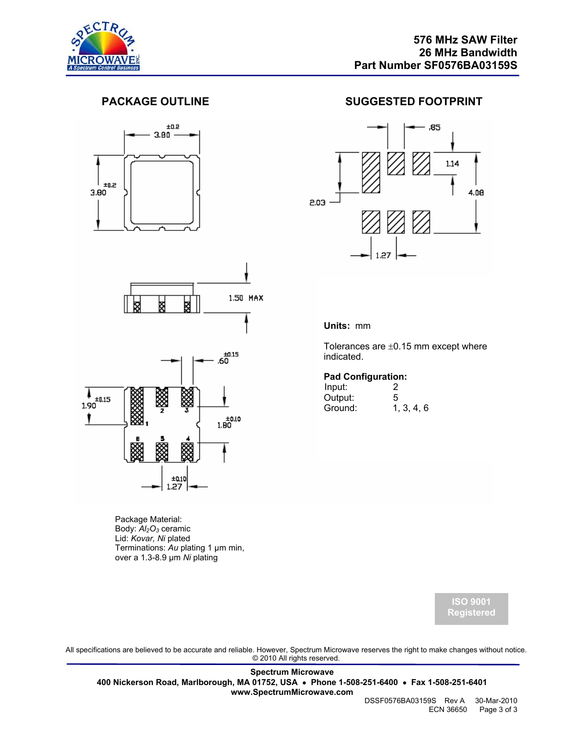576 MHz SAW Filter
26 MHz Bandwidth
Part Number SF0576BA03159S

## PACKAGE OUTLINE

±0.2
3.80

±0.2
3.80

1.50 MAX

±0.15
.60

±0.15
1.90

±0.10
1.80

±0.10
1.27

## SUGGESTED FOOTPRINT

.85

1.14

4.08

2.03

1.27

**Units:** mm

Tolerances are ±0.15 mm except where indicated.

**Pad Configuration:**

| | |
|---|---|
| Input: | 2 |
| Output: | 5 |
| Ground: | 1, 3, 4, 6 |

Package Material:
Body: *$Al_2O_3$* ceramic
Lid: *Kovar, Ni* plated
Terminations: *Au* plating 1 μm min, over a 1.3-8.9 μm *Ni* plating

ISO 9001 Registered

All specifications are believed to be accurate and reliable. However, Spectrum Microwave reserves the right to make changes without notice.
© 2010 All rights reserved.

**Spectrum Microwave**
**400 Nickerson Road, Marlborough, MA 01752, USA • Phone 1-508-251-6400 • Fax 1-508-251-6401**
**www.SpectrumMicrowave.com**

DSSF0576BA03159S Rev A 30-Mar-2010
ECN 36650